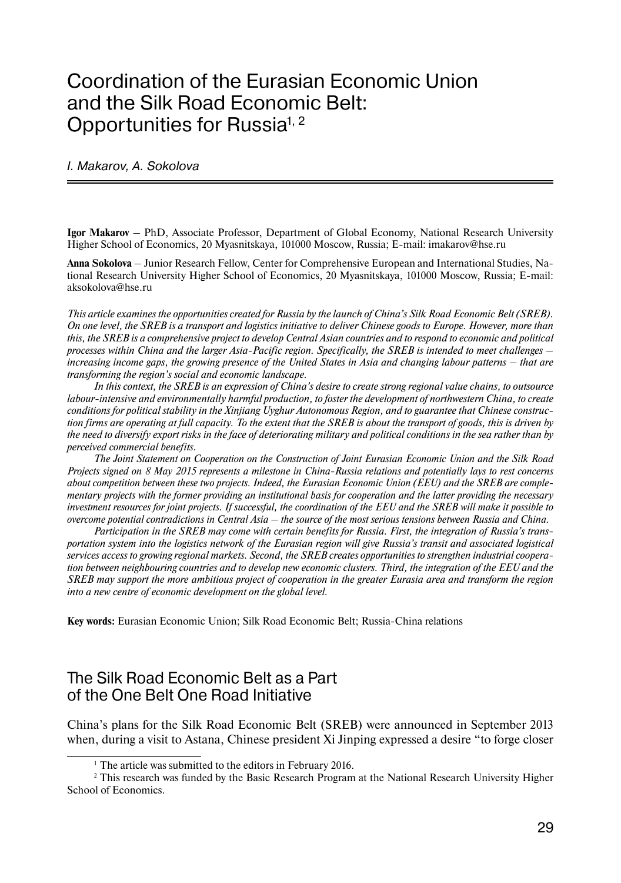# Coordination of the Eurasian Economic Union and the Silk Road Economic Belt: Opportunities for Russia[1, 2]

*I. Makarov, A. Sokolova*

**Igor Makarov** – PhD, Associate Professor, Department of Global Economy, National Research University Higher School of Economics, 20 Myasnitskaya, 101000 Moscow, Russia; E-mail: imakarov@hse.ru

**Anna Sokolova** – Junior Research Fellow, Center for Comprehensive European and International Studies, National Research University Higher School of Economics, 20 Myasnitskaya, 101000 Moscow, Russia; E-mail: aksokolova@hse.ru

*This article examines the opportunities created for Russia by the launch of China's Silk Road Economic Belt (SREB). On one level, the SREB is a transport and logistics initiative to deliver Chinese goods to Europe. However, more than this, the SREB is a comprehensive project to develop Central Asian countries and to respond to economic and political processes within China and the larger Asia-Pacific region. Specifically, the SREB is intended to meet challenges – increasing income gaps, the growing presence of the United States in Asia and changing labour patterns – that are transforming the region's social and economic landscape.*

*In this context, the SREB is an expression of China's desire to create strong regional value chains, to outsource labour-intensive and environmentally harmful production, to foster the development of northwestern China, to create conditions for political stability in the Xinjiang Uyghur Autonomous Region, and to guarantee that Chinese construction firms are operating at full capacity. To the extent that the SREB is about the transport of goods, this is driven by the need to diversify export risks in the face of deteriorating military and political conditions in the sea rather than by perceived commercial benefits.*

*The Joint Statement on Cooperation on the Construction of Joint Eurasian Economic Union and the Silk Road Projects signed on 8 May 2015 represents a milestone in China-Russia relations and potentially lays to rest concerns about competition between these two projects. Indeed, the Eurasian Economic Union (EEU) and the SREB are complementary projects with the former providing an institutional basis for cooperation and the latter providing the necessary investment resources for joint projects. If successful, the coordination of the EEU and the SREB will make it possible to overcome potential contradictions in Central Asia – the source of the most serious tensions between Russia and China.*

*Participation in the SREB may come with certain benefits for Russia. First, the integration of Russia's transportation system into the logistics network of the Eurasian region will give Russia's transit and associated logistical services access to growing regional markets. Second, the SREB creates opportunities to strengthen industrial cooperation between neighbouring countries and to develop new economic clusters. Third, the integration of the EEU and the SREB may support the more ambitious project of cooperation in the greater Eurasia area and transform the region into a new centre of economic development on the global level.*

**Key words:** Eurasian Economic Union; Silk Road Economic Belt; Russia-China relations

## The Silk Road Economic Belt as a Part of the One Belt One Road Initiative

China's plans for the Silk Road Economic Belt (SREB) were announced in September 2013 when, during a visit to Astana, Chinese president Xi Jinping expressed a desire "to forge closer

[1] The article was submitted to the editors in February 2016.

[2] This research was funded by the Basic Research Program at the National Research University Higher School of Economics.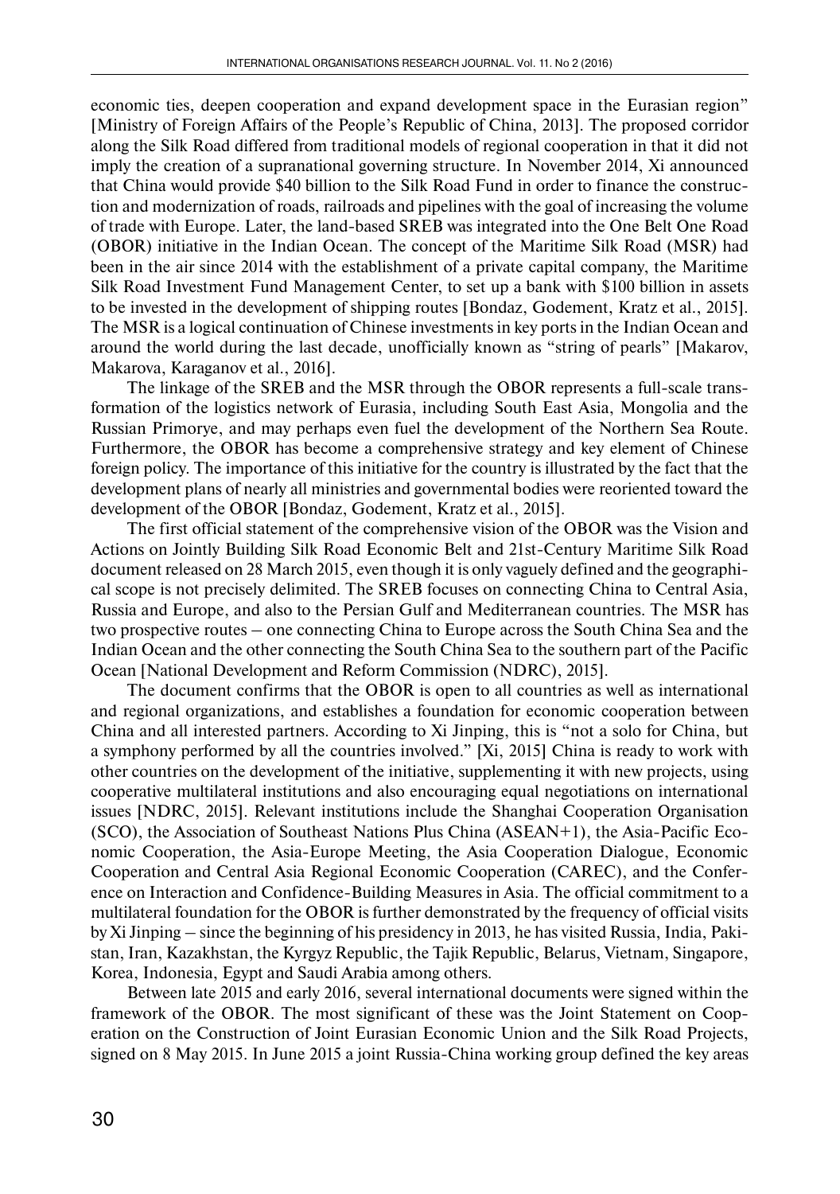economic ties, deepen cooperation and expand development space in the Eurasian region" [Ministry of Foreign Affairs of the People's Republic of China, 2013]. The proposed corridor along the Silk Road differed from traditional models of regional cooperation in that it did not imply the creation of a supranational governing structure. In November 2014, Xi announced that China would provide $40 billion to the Silk Road Fund in order to finance the construction and modernization of roads, railroads and pipelines with the goal of increasing the volume of trade with Europe. Later, the land-based SREB was integrated into the One Belt One Road (OBOR) initiative in the Indian Ocean. The concept of the Maritime Silk Road (MSR) had been in the air since 2014 with the establishment of a private capital company, the Maritime Silk Road Investment Fund Management Center, to set up a bank with $100 billion in assets to be invested in the development of shipping routes [Bondaz, Godement, Kratz et al., 2015]. The MSR is a logical continuation of Chinese investments in key ports in the Indian Ocean and around the world during the last decade, unofficially known as "string of pearls" [Makarov, Makarova, Karaganov et al., 2016].

The linkage of the SREB and the MSR through the OBOR represents a full-scale transformation of the logistics network of Eurasia, including South East Asia, Mongolia and the Russian Primorye, and may perhaps even fuel the development of the Northern Sea Route. Furthermore, the OBOR has become a comprehensive strategy and key element of Chinese foreign policy. The importance of this initiative for the country is illustrated by the fact that the development plans of nearly all ministries and governmental bodies were reoriented toward the development of the OBOR [Bondaz, Godement, Kratz et al., 2015].

The first official statement of the comprehensive vision of the OBOR was the Vision and Actions on Jointly Building Silk Road Economic Belt and 21st-Century Maritime Silk Road document released on 28 March 2015, even though it is only vaguely defined and the geographical scope is not precisely delimited. The SREB focuses on connecting China to Central Asia, Russia and Europe, and also to the Persian Gulf and Mediterranean countries. The MSR has two prospective routes – one connecting China to Europe across the South China Sea and the Indian Ocean and the other connecting the South China Sea to the southern part of the Pacific Ocean [National Development and Reform Commission (NDRC), 2015].

The document confirms that the OBOR is open to all countries as well as international and regional organizations, and establishes a foundation for economic cooperation between China and all interested partners. According to Xi Jinping, this is "not a solo for China, but a symphony performed by all the countries involved." [Xi, 2015] China is ready to work with other countries on the development of the initiative, supplementing it with new projects, using cooperative multilateral institutions and also encouraging equal negotiations on international issues [NDRC, 2015]. Relevant institutions include the Shanghai Cooperation Organisation (SCO), the Association of Southeast Nations Plus China (ASEAN+1), the Asia-Pacific Economic Cooperation, the Asia-Europe Meeting, the Asia Cooperation Dialogue, Economic Cooperation and Central Asia Regional Economic Cooperation (CAREC), and the Conference on Interaction and Confidence-Building Measures in Asia. The official commitment to a multilateral foundation for the OBOR is further demonstrated by the frequency of official visits by Xi Jinping – since the beginning of his presidency in 2013, he has visited Russia, India, Pakistan, Iran, Kazakhstan, the Kyrgyz Republic, the Tajik Republic, Belarus, Vietnam, Singapore, Korea, Indonesia, Egypt and Saudi Arabia among others.

Between late 2015 and early 2016, several international documents were signed within the framework of the OBOR. The most significant of these was the Joint Statement on Cooperation on the Construction of Joint Eurasian Economic Union and the Silk Road Projects, signed on 8 May 2015. In June 2015 a joint Russia-China working group defined the key areas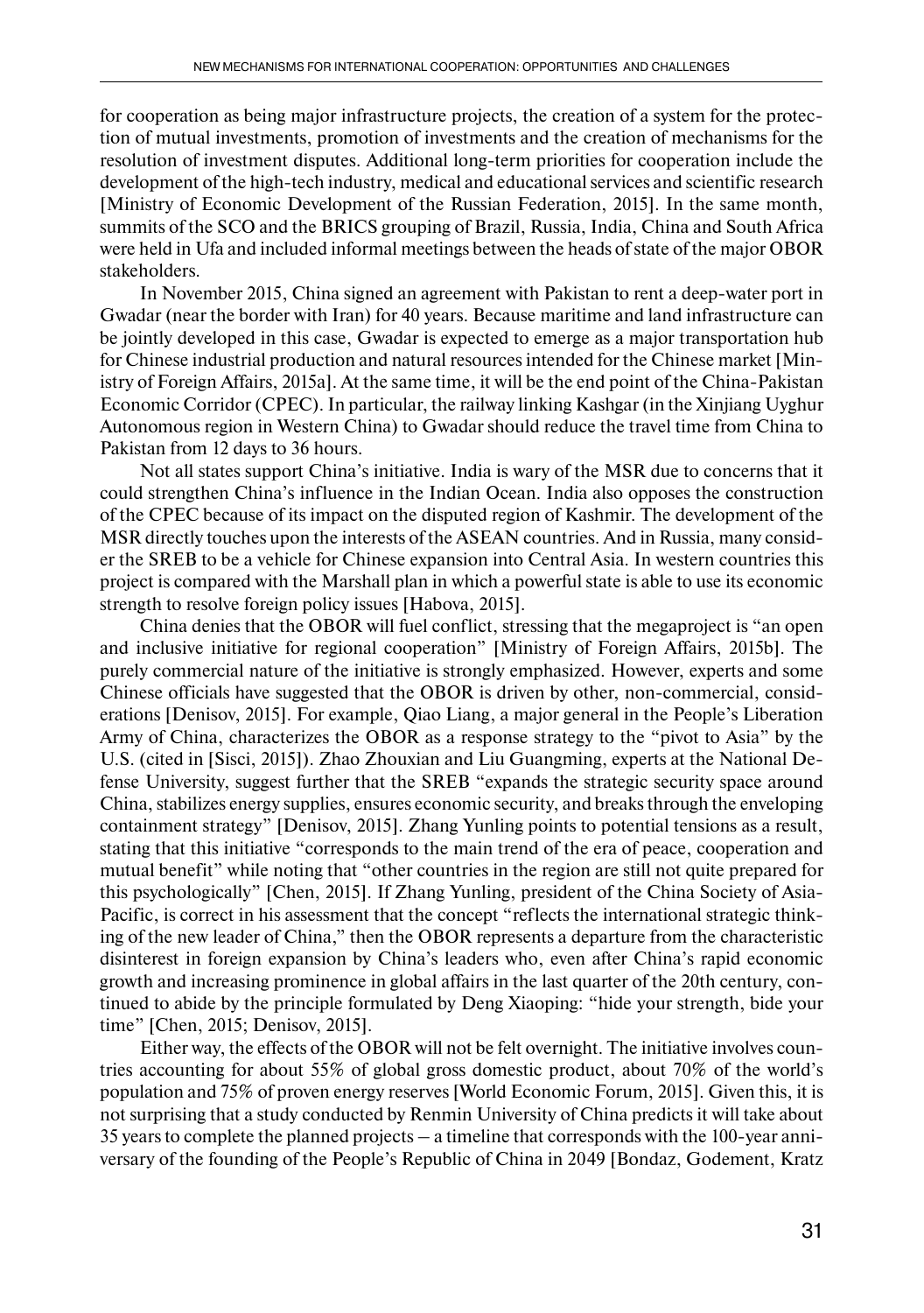for cooperation as being major infrastructure projects, the creation of a system for the protection of mutual investments, promotion of investments and the creation of mechanisms for the resolution of investment disputes. Additional long-term priorities for cooperation include the development of the high-tech industry, medical and educational services and scientific research [Ministry of Economic Development of the Russian Federation, 2015]. In the same month, summits of the SCO and the BRICS grouping of Brazil, Russia, India, China and South Africa were held in Ufa and included informal meetings between the heads of state of the major OBOR stakeholders.

In November 2015, China signed an agreement with Pakistan to rent a deep-water port in Gwadar (near the border with Iran) for 40 years. Because maritime and land infrastructure can be jointly developed in this case, Gwadar is expected to emerge as a major transportation hub for Chinese industrial production and natural resources intended for the Chinese market [Ministry of Foreign Affairs, 2015a]. At the same time, it will be the end point of the China-Pakistan Economic Corridor (CPEC). In particular, the railway linking Kashgar (in the Xinjiang Uyghur Autonomous region in Western China) to Gwadar should reduce the travel time from China to Pakistan from 12 days to 36 hours.

Not all states support China's initiative. India is wary of the MSR due to concerns that it could strengthen China's influence in the Indian Ocean. India also opposes the construction of the CPEC because of its impact on the disputed region of Kashmir. The development of the MSR directly touches upon the interests of the ASEAN countries. And in Russia, many consider the SREB to be a vehicle for Chinese expansion into Central Asia. In western countries this project is compared with the Marshall plan in which a powerful state is able to use its economic strength to resolve foreign policy issues [Habova, 2015].

China denies that the OBOR will fuel conflict, stressing that the megaproject is "an open and inclusive initiative for regional cooperation" [Ministry of Foreign Affairs, 2015b]. The purely commercial nature of the initiative is strongly emphasized. However, experts and some Chinese officials have suggested that the OBOR is driven by other, non-commercial, considerations [Denisov, 2015]. For example, Qiao Liang, a major general in the People's Liberation Army of China, characterizes the OBOR as a response strategy to the "pivot to Asia" by the U.S. (cited in [Sisci, 2015]). Zhao Zhouxian and Liu Guangming, experts at the National Defense University, suggest further that the SREB "expands the strategic security space around China, stabilizes energy supplies, ensures economic security, and breaks through the enveloping containment strategy" [Denisov, 2015]. Zhang Yunling points to potential tensions as a result, stating that this initiative "corresponds to the main trend of the era of peace, cooperation and mutual benefit" while noting that "other countries in the region are still not quite prepared for this psychologically" [Chen, 2015]. If Zhang Yunling, president of the China Society of Asia-Pacific, is correct in his assessment that the concept "reflects the international strategic thinking of the new leader of China," then the OBOR represents a departure from the characteristic disinterest in foreign expansion by China's leaders who, even after China's rapid economic growth and increasing prominence in global affairs in the last quarter of the 20th century, continued to abide by the principle formulated by Deng Xiaoping: "hide your strength, bide your time" [Chen, 2015; Denisov, 2015].

Either way, the effects of the OBOR will not be felt overnight. The initiative involves countries accounting for about 55% of global gross domestic product, about 70% of the world's population and 75% of proven energy reserves [World Economic Forum, 2015]. Given this, it is not surprising that a study conducted by Renmin University of China predicts it will take about 35 years to complete the planned projects – a timeline that corresponds with the 100-year anniversary of the founding of the People's Republic of China in 2049 [Bondaz, Godement, Kratz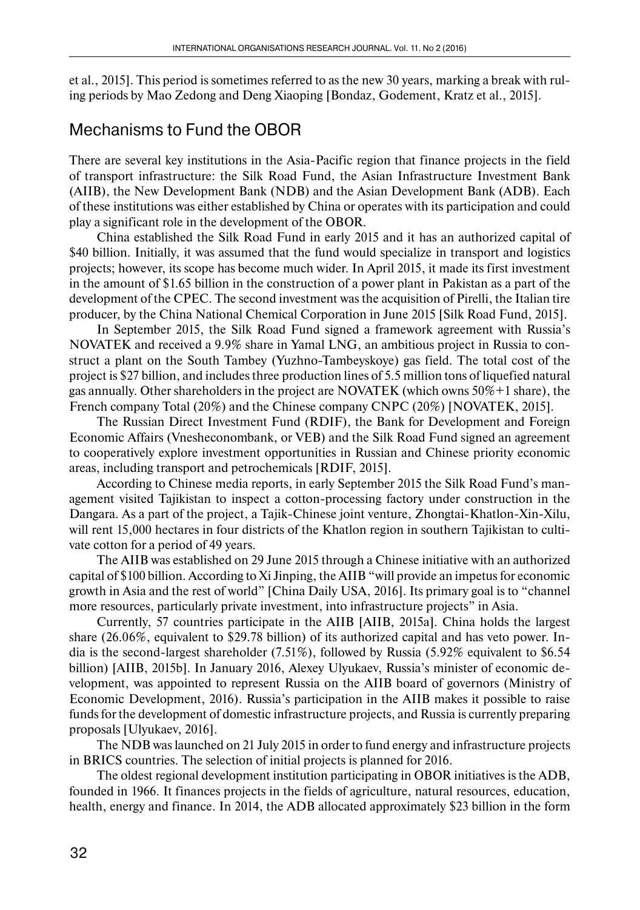et al., 2015]. This period is sometimes referred to as the new 30 years, marking a break with ruling periods by Mao Zedong and Deng Xiaoping [Bondaz, Godement, Kratz et al., 2015].

## Mechanisms to Fund the OBOR

There are several key institutions in the Asia-Pacific region that finance projects in the field of transport infrastructure: the Silk Road Fund, the Asian Infrastructure Investment Bank (AIIB), the New Development Bank (NDB) and the Asian Development Bank (ADB). Each of these institutions was either established by China or operates with its participation and could play a significant role in the development of the OBOR.

China established the Silk Road Fund in early 2015 and it has an authorized capital of $40 billion. Initially, it was assumed that the fund would specialize in transport and logistics projects; however, its scope has become much wider. In April 2015, it made its first investment in the amount of $1.65 billion in the construction of a power plant in Pakistan as a part of the development of the CPEC. The second investment was the acquisition of Pirelli, the Italian tire producer, by the China National Chemical Corporation in June 2015 [Silk Road Fund, 2015].

In September 2015, the Silk Road Fund signed a framework agreement with Russia's NOVATEK and received a 9.9% share in Yamal LNG, an ambitious project in Russia to construct a plant on the South Tambey (Yuzhno-Tambeyskoye) gas field. The total cost of the project is $27 billion, and includes three production lines of 5.5 million tons of liquefied natural gas annually. Other shareholders in the project are NOVATEK (which owns 50%+1 share), the French company Total (20%) and the Chinese company CNPC (20%) [NOVATEK, 2015].

The Russian Direct Investment Fund (RDIF), the Bank for Development and Foreign Economic Affairs (Vnesheconombank, or VEB) and the Silk Road Fund signed an agreement to cooperatively explore investment opportunities in Russian and Chinese priority economic areas, including transport and petrochemicals [RDIF, 2015].

According to Chinese media reports, in early September 2015 the Silk Road Fund's management visited Tajikistan to inspect a cotton-processing factory under construction in the Dangara. As a part of the project, a Tajik-Chinese joint venture, Zhongtai-Khatlon-Xin-Xilu, will rent 15,000 hectares in four districts of the Khatlon region in southern Tajikistan to cultivate cotton for a period of 49 years.

The AIIB was established on 29 June 2015 through a Chinese initiative with an authorized capital of $100 billion. According to Xi Jinping, the AIIB "will provide an impetus for economic growth in Asia and the rest of world" [China Daily USA, 2016]. Its primary goal is to "channel more resources, particularly private investment, into infrastructure projects" in Asia.

Currently, 57 countries participate in the AIIB [AIIB, 2015a]. China holds the largest share (26.06%, equivalent to $29.78 billion) of its authorized capital and has veto power. India is the second-largest shareholder (7.51%), followed by Russia (5.92% equivalent to $6.54 billion) [AIIB, 2015b]. In January 2016, Alexey Ulyukaev, Russia's minister of economic development, was appointed to represent Russia on the AIIB board of governors (Ministry of Economic Development, 2016). Russia's participation in the AIIB makes it possible to raise funds for the development of domestic infrastructure projects, and Russia is currently preparing proposals [Ulyukaev, 2016].

The NDB was launched on 21 July 2015 in order to fund energy and infrastructure projects in BRICS countries. The selection of initial projects is planned for 2016.

The oldest regional development institution participating in OBOR initiatives is the ADB, founded in 1966. It finances projects in the fields of agriculture, natural resources, education, health, energy and finance. In 2014, the ADB allocated approximately $23 billion in the form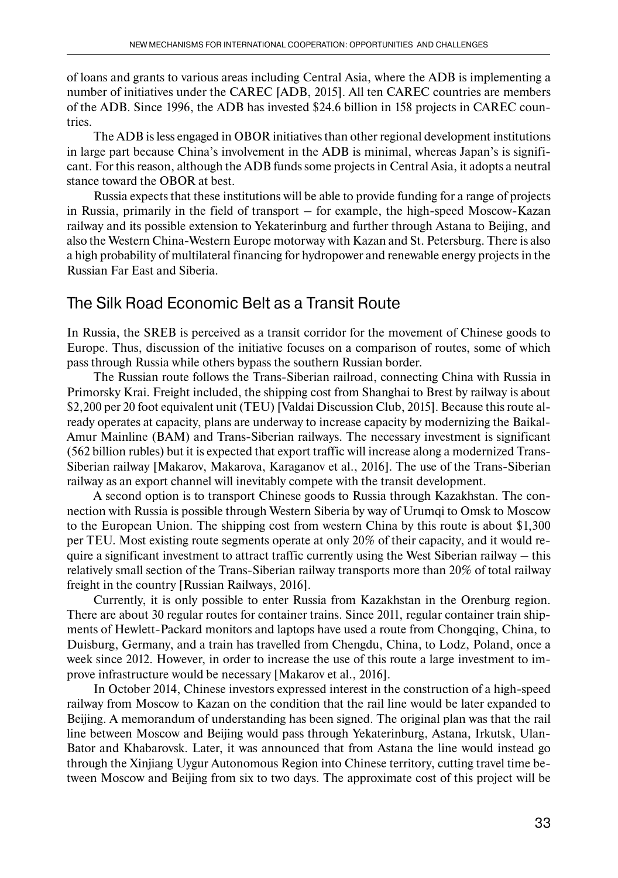of loans and grants to various areas including Central Asia, where the ADB is implementing a number of initiatives under the CAREC [ADB, 2015]. All ten CAREC countries are members of the ADB. Since 1996, the ADB has invested $24.6 billion in 158 projects in CAREC countries.

The ADB is less engaged in OBOR initiatives than other regional development institutions in large part because China's involvement in the ADB is minimal, whereas Japan's is significant. For this reason, although the ADB funds some projects in Central Asia, it adopts a neutral stance toward the OBOR at best.

Russia expects that these institutions will be able to provide funding for a range of projects in Russia, primarily in the field of transport – for example, the high-speed Moscow-Kazan railway and its possible extension to Yekaterinburg and further through Astana to Beijing, and also the Western China-Western Europe motorway with Kazan and St. Petersburg. There is also a high probability of multilateral financing for hydropower and renewable energy projects in the Russian Far East and Siberia.

## The Silk Road Economic Belt as a Transit Route

In Russia, the SREB is perceived as a transit corridor for the movement of Chinese goods to Europe. Thus, discussion of the initiative focuses on a comparison of routes, some of which pass through Russia while others bypass the southern Russian border.

The Russian route follows the Trans-Siberian railroad, connecting China with Russia in Primorsky Krai. Freight included, the shipping cost from Shanghai to Brest by railway is about $2,200 per 20 foot equivalent unit (TEU) [Valdai Discussion Club, 2015]. Because this route already operates at capacity, plans are underway to increase capacity by modernizing the Baikal-Amur Mainline (BAM) and Trans-Siberian railways. The necessary investment is significant (562 billion rubles) but it is expected that export traffic will increase along a modernized Trans-Siberian railway [Makarov, Makarova, Karaganov et al., 2016]. The use of the Trans-Siberian railway as an export channel will inevitably compete with the transit development.

A second option is to transport Chinese goods to Russia through Kazakhstan. The connection with Russia is possible through Western Siberia by way of Urumqi to Omsk to Moscow to the European Union. The shipping cost from western China by this route is about $1,300 per TEU. Most existing route segments operate at only 20% of their capacity, and it would require a significant investment to attract traffic currently using the West Siberian railway – this relatively small section of the Trans-Siberian railway transports more than 20% of total railway freight in the country [Russian Railways, 2016].

Currently, it is only possible to enter Russia from Kazakhstan in the Orenburg region. There are about 30 regular routes for container trains. Since 2011, regular container train shipments of Hewlett-Packard monitors and laptops have used a route from Chongqing, China, to Duisburg, Germany, and a train has travelled from Chengdu, China, to Lodz, Poland, once a week since 2012. However, in order to increase the use of this route a large investment to improve infrastructure would be necessary [Makarov et al., 2016].

In October 2014, Chinese investors expressed interest in the construction of a high-speed railway from Moscow to Kazan on the condition that the rail line would be later expanded to Beijing. A memorandum of understanding has been signed. The original plan was that the rail line between Moscow and Beijing would pass through Yekaterinburg, Astana, Irkutsk, Ulan-Bator and Khabarovsk. Later, it was announced that from Astana the line would instead go through the Xinjiang Uygur Autonomous Region into Chinese territory, cutting travel time between Moscow and Beijing from six to two days. The approximate cost of this project will be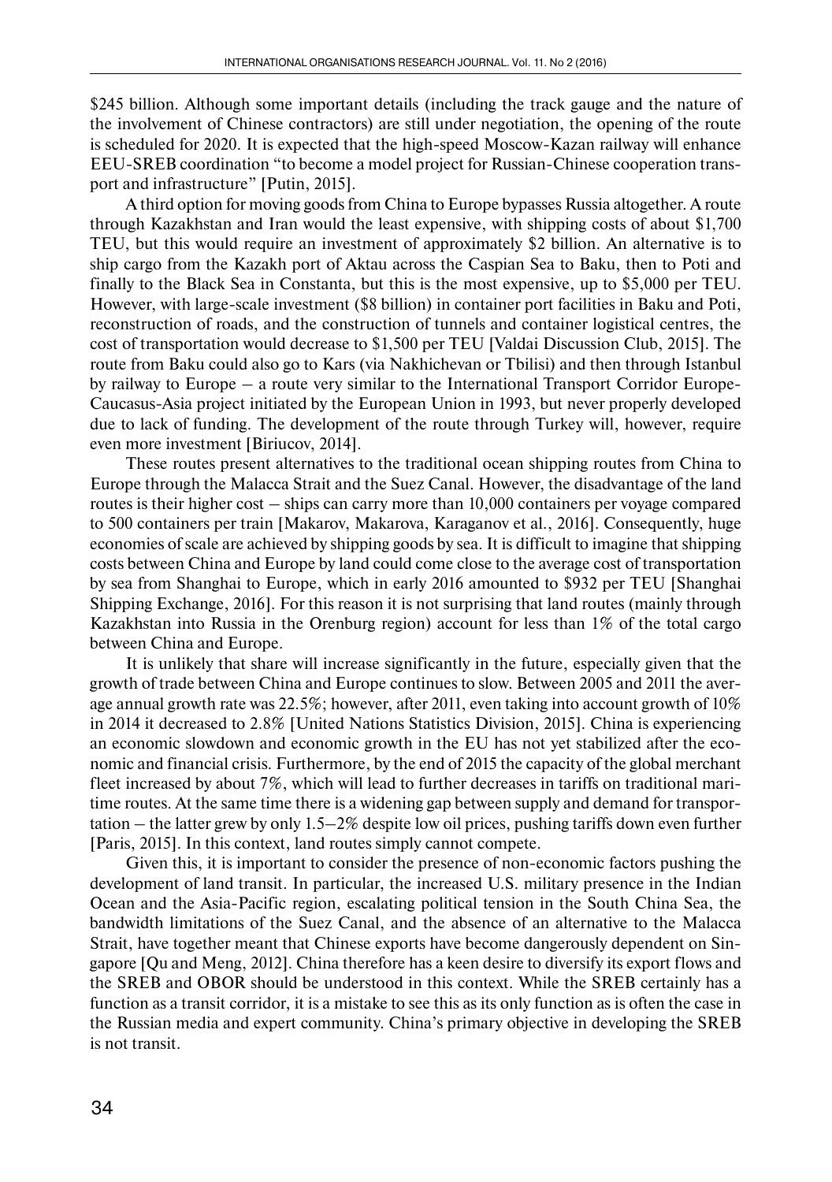$245 billion. Although some important details (including the track gauge and the nature of the involvement of Chinese contractors) are still under negotiation, the opening of the route is scheduled for 2020. It is expected that the high-speed Moscow-Kazan railway will enhance EEU-SREB coordination "to become a model project for Russian-Chinese cooperation transport and infrastructure" [Putin, 2015].

A third option for moving goods from China to Europe bypasses Russia altogether. A route through Kazakhstan and Iran would the least expensive, with shipping costs of about $1,700 TEU, but this would require an investment of approximately $2 billion. An alternative is to ship cargo from the Kazakh port of Aktau across the Caspian Sea to Baku, then to Poti and finally to the Black Sea in Constanta, but this is the most expensive, up to $5,000 per TEU. However, with large-scale investment ($8 billion) in container port facilities in Baku and Poti, reconstruction of roads, and the construction of tunnels and container logistical centres, the cost of transportation would decrease to $1,500 per TEU [Valdai Discussion Club, 2015]. The route from Baku could also go to Kars (via Nakhichevan or Tbilisi) and then through Istanbul by railway to Europe – a route very similar to the International Transport Corridor Europe-Caucasus-Asia project initiated by the European Union in 1993, but never properly developed due to lack of funding. The development of the route through Turkey will, however, require even more investment [Biriucov, 2014].

These routes present alternatives to the traditional ocean shipping routes from China to Europe through the Malacca Strait and the Suez Canal. However, the disadvantage of the land routes is their higher cost – ships can carry more than 10,000 containers per voyage compared to 500 containers per train [Makarov, Makarova, Karaganov et al., 2016]. Consequently, huge economies of scale are achieved by shipping goods by sea. It is difficult to imagine that shipping costs between China and Europe by land could come close to the average cost of transportation by sea from Shanghai to Europe, which in early 2016 amounted to $932 per TEU [Shanghai Shipping Exchange, 2016]. For this reason it is not surprising that land routes (mainly through Kazakhstan into Russia in the Orenburg region) account for less than 1% of the total cargo between China and Europe.

It is unlikely that share will increase significantly in the future, especially given that the growth of trade between China and Europe continues to slow. Between 2005 and 2011 the average annual growth rate was 22.5%; however, after 2011, even taking into account growth of 10% in 2014 it decreased to 2.8% [United Nations Statistics Division, 2015]. China is experiencing an economic slowdown and economic growth in the EU has not yet stabilized after the economic and financial crisis. Furthermore, by the end of 2015 the capacity of the global merchant fleet increased by about 7%, which will lead to further decreases in tariffs on traditional maritime routes. At the same time there is a widening gap between supply and demand for transportation – the latter grew by only 1.5–2% despite low oil prices, pushing tariffs down even further [Paris, 2015]. In this context, land routes simply cannot compete.

Given this, it is important to consider the presence of non-economic factors pushing the development of land transit. In particular, the increased U.S. military presence in the Indian Ocean and the Asia-Pacific region, escalating political tension in the South China Sea, the bandwidth limitations of the Suez Canal, and the absence of an alternative to the Malacca Strait, have together meant that Chinese exports have become dangerously dependent on Singapore [Qu and Meng, 2012]. China therefore has a keen desire to diversify its export flows and the SREB and OBOR should be understood in this context. While the SREB certainly has a function as a transit corridor, it is a mistake to see this as its only function as is often the case in the Russian media and expert community. China's primary objective in developing the SREB is not transit.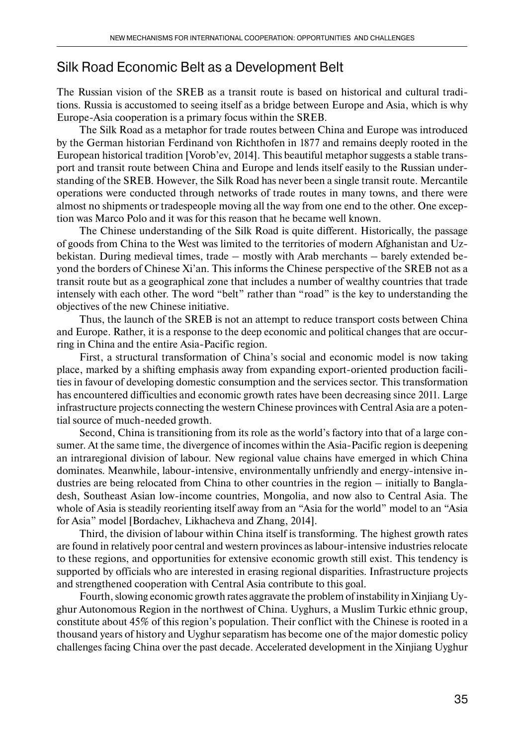## Silk Road Economic Belt as a Development Belt

The Russian vision of the SREB as a transit route is based on historical and cultural traditions. Russia is accustomed to seeing itself as a bridge between Europe and Asia, which is why Europe-Asia cooperation is a primary focus within the SREB.

The Silk Road as a metaphor for trade routes between China and Europe was introduced by the German historian Ferdinand von Richthofen in 1877 and remains deeply rooted in the European historical tradition [Vorob'ev, 2014]. This beautiful metaphor suggests a stable transport and transit route between China and Europe and lends itself easily to the Russian understanding of the SREB. However, the Silk Road has never been a single transit route. Mercantile operations were conducted through networks of trade routes in many towns, and there were almost no shipments or tradespeople moving all the way from one end to the other. One exception was Marco Polo and it was for this reason that he became well known.

The Chinese understanding of the Silk Road is quite different. Historically, the passage of goods from China to the West was limited to the territories of modern Afghanistan and Uzbekistan. During medieval times, trade – mostly with Arab merchants – barely extended beyond the borders of Chinese Xi'an. This informs the Chinese perspective of the SREB not as a transit route but as a geographical zone that includes a number of wealthy countries that trade intensely with each other. The word "belt" rather than "road" is the key to understanding the objectives of the new Chinese initiative.

Thus, the launch of the SREB is not an attempt to reduce transport costs between China and Europe. Rather, it is a response to the deep economic and political changes that are occurring in China and the entire Asia-Pacific region.

First, a structural transformation of China's social and economic model is now taking place, marked by a shifting emphasis away from expanding export-oriented production facilities in favour of developing domestic consumption and the services sector. This transformation has encountered difficulties and economic growth rates have been decreasing since 2011. Large infrastructure projects connecting the western Chinese provinces with Central Asia are a potential source of much-needed growth.

Second, China is transitioning from its role as the world's factory into that of a large consumer. At the same time, the divergence of incomes within the Asia-Pacific region is deepening an intraregional division of labour. New regional value chains have emerged in which China dominates. Meanwhile, labour-intensive, environmentally unfriendly and energy-intensive industries are being relocated from China to other countries in the region – initially to Bangladesh, Southeast Asian low-income countries, Mongolia, and now also to Central Asia. The whole of Asia is steadily reorienting itself away from an "Asia for the world" model to an "Asia for Asia" model [Bordachev, Likhacheva and Zhang, 2014].

Third, the division of labour within China itself is transforming. The highest growth rates are found in relatively poor central and western provinces as labour-intensive industries relocate to these regions, and opportunities for extensive economic growth still exist. This tendency is supported by officials who are interested in erasing regional disparities. Infrastructure projects and strengthened cooperation with Central Asia contribute to this goal.

Fourth, slowing economic growth rates aggravate the problem of instability in Xinjiang Uyghur Autonomous Region in the northwest of China. Uyghurs, a Muslim Turkic ethnic group, constitute about 45% of this region's population. Their conflict with the Chinese is rooted in a thousand years of history and Uyghur separatism has become one of the major domestic policy challenges facing China over the past decade. Accelerated development in the Xinjiang Uyghur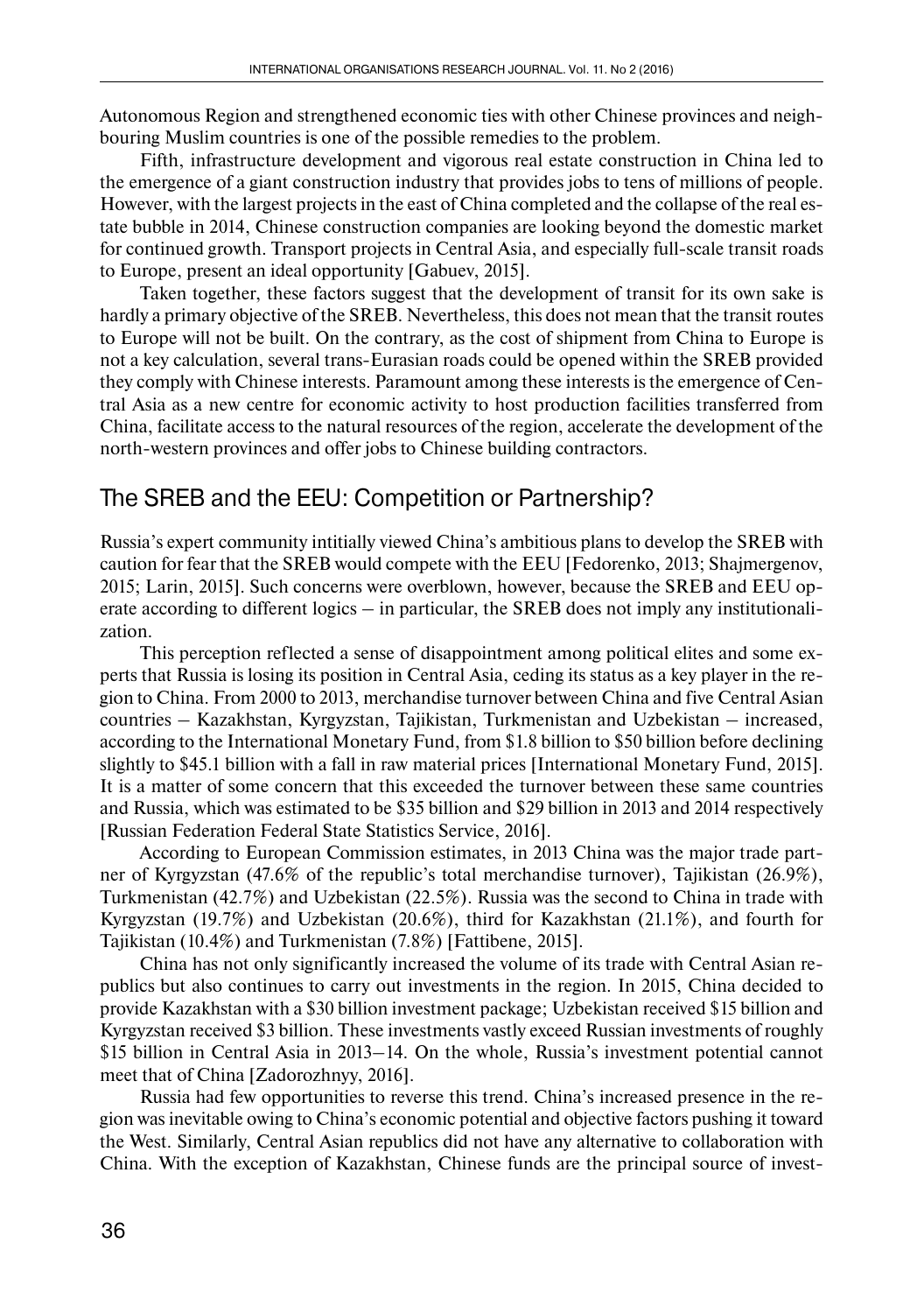Autonomous Region and strengthened economic ties with other Chinese provinces and neighbouring Muslim countries is one of the possible remedies to the problem.

Fifth, infrastructure development and vigorous real estate construction in China led to the emergence of a giant construction industry that provides jobs to tens of millions of people. However, with the largest projects in the east of China completed and the collapse of the real estate bubble in 2014, Chinese construction companies are looking beyond the domestic market for continued growth. Transport projects in Central Asia, and especially full-scale transit roads to Europe, present an ideal opportunity [Gabuev, 2015].

Taken together, these factors suggest that the development of transit for its own sake is hardly a primary objective of the SREB. Nevertheless, this does not mean that the transit routes to Europe will not be built. On the contrary, as the cost of shipment from China to Europe is not a key calculation, several trans-Eurasian roads could be opened within the SREB provided they comply with Chinese interests. Paramount among these interests is the emergence of Central Asia as a new centre for economic activity to host production facilities transferred from China, facilitate access to the natural resources of the region, accelerate the development of the north-western provinces and offer jobs to Chinese building contractors.

## The SREB and the EEU: Competition or Partnership?

Russia's expert community intitially viewed China's ambitious plans to develop the SREB with caution for fear that the SREB would compete with the EEU [Fedorenko, 2013; Shajmergenov, 2015; Larin, 2015]. Such concerns were overblown, however, because the SREB and EEU operate according to different logics – in particular, the SREB does not imply any institutionalization.

This perception reflected a sense of disappointment among political elites and some experts that Russia is losing its position in Central Asia, ceding its status as a key player in the region to China. From 2000 to 2013, merchandise turnover between China and five Central Asian countries – Kazakhstan, Kyrgyzstan, Tajikistan, Turkmenistan and Uzbekistan – increased, according to the International Monetary Fund, from \$1.8 billion to \$50 billion before declining slightly to \$45.1 billion with a fall in raw material prices [International Monetary Fund, 2015]. It is a matter of some concern that this exceeded the turnover between these same countries and Russia, which was estimated to be \$35 billion and \$29 billion in 2013 and 2014 respectively [Russian Federation Federal State Statistics Service, 2016].

According to European Commission estimates, in 2013 China was the major trade partner of Kyrgyzstan (47.6% of the republic's total merchandise turnover), Tajikistan (26.9%), Turkmenistan (42.7%) and Uzbekistan (22.5%). Russia was the second to China in trade with Kyrgyzstan (19.7%) and Uzbekistan (20.6%), third for Kazakhstan (21.1%), and fourth for Tajikistan (10.4%) and Turkmenistan (7.8%) [Fattibene, 2015].

China has not only significantly increased the volume of its trade with Central Asian republics but also continues to carry out investments in the region. In 2015, China decided to provide Kazakhstan with a \$30 billion investment package; Uzbekistan received \$15 billion and Kyrgyzstan received \$3 billion. These investments vastly exceed Russian investments of roughly \$15 billion in Central Asia in 2013–14. On the whole, Russia's investment potential cannot meet that of China [Zadorozhnyy, 2016].

Russia had few opportunities to reverse this trend. China's increased presence in the region was inevitable owing to China's economic potential and objective factors pushing it toward the West. Similarly, Central Asian republics did not have any alternative to collaboration with China. With the exception of Kazakhstan, Chinese funds are the principal source of invest-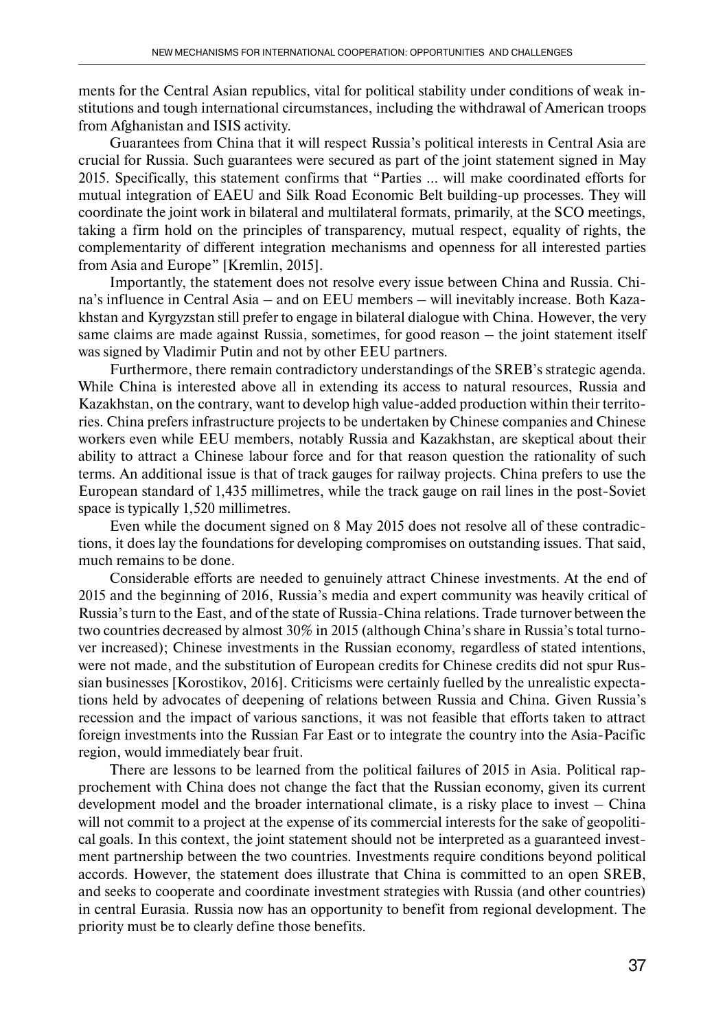ments for the Central Asian republics, vital for political stability under conditions of weak institutions and tough international circumstances, including the withdrawal of American troops from Afghanistan and ISIS activity.

Guarantees from China that it will respect Russia's political interests in Central Asia are crucial for Russia. Such guarantees were secured as part of the joint statement signed in May 2015. Specifically, this statement confirms that "Parties ... will make coordinated efforts for mutual integration of EAEU and Silk Road Economic Belt building-up processes. They will coordinate the joint work in bilateral and multilateral formats, primarily, at the SCO meetings, taking a firm hold on the principles of transparency, mutual respect, equality of rights, the complementarity of different integration mechanisms and openness for all interested parties from Asia and Europe" [Kremlin, 2015].

Importantly, the statement does not resolve every issue between China and Russia. China's influence in Central Asia – and on EEU members – will inevitably increase. Both Kazakhstan and Kyrgyzstan still prefer to engage in bilateral dialogue with China. However, the very same claims are made against Russia, sometimes, for good reason – the joint statement itself was signed by Vladimir Putin and not by other EEU partners.

Furthermore, there remain contradictory understandings of the SREB's strategic agenda. While China is interested above all in extending its access to natural resources, Russia and Kazakhstan, on the contrary, want to develop high value-added production within their territories. China prefers infrastructure projects to be undertaken by Chinese companies and Chinese workers even while EEU members, notably Russia and Kazakhstan, are skeptical about their ability to attract a Chinese labour force and for that reason question the rationality of such terms. An additional issue is that of track gauges for railway projects. China prefers to use the European standard of 1,435 millimetres, while the track gauge on rail lines in the post-Soviet space is typically 1,520 millimetres.

Even while the document signed on 8 May 2015 does not resolve all of these contradictions, it does lay the foundations for developing compromises on outstanding issues. That said, much remains to be done.

Considerable efforts are needed to genuinely attract Chinese investments. At the end of 2015 and the beginning of 2016, Russia's media and expert community was heavily critical of Russia's turn to the East, and of the state of Russia-China relations. Trade turnover between the two countries decreased by almost 30% in 2015 (although China's share in Russia's total turnover increased); Chinese investments in the Russian economy, regardless of stated intentions, were not made, and the substitution of European credits for Chinese credits did not spur Russian businesses [Korostikov, 2016]. Criticisms were certainly fuelled by the unrealistic expectations held by advocates of deepening of relations between Russia and China. Given Russia's recession and the impact of various sanctions, it was not feasible that efforts taken to attract foreign investments into the Russian Far East or to integrate the country into the Asia-Pacific region, would immediately bear fruit.

There are lessons to be learned from the political failures of 2015 in Asia. Political rapprochement with China does not change the fact that the Russian economy, given its current development model and the broader international climate, is a risky place to invest – China will not commit to a project at the expense of its commercial interests for the sake of geopolitical goals. In this context, the joint statement should not be interpreted as a guaranteed investment partnership between the two countries. Investments require conditions beyond political accords. However, the statement does illustrate that China is committed to an open SREB, and seeks to cooperate and coordinate investment strategies with Russia (and other countries) in central Eurasia. Russia now has an opportunity to benefit from regional development. The priority must be to clearly define those benefits.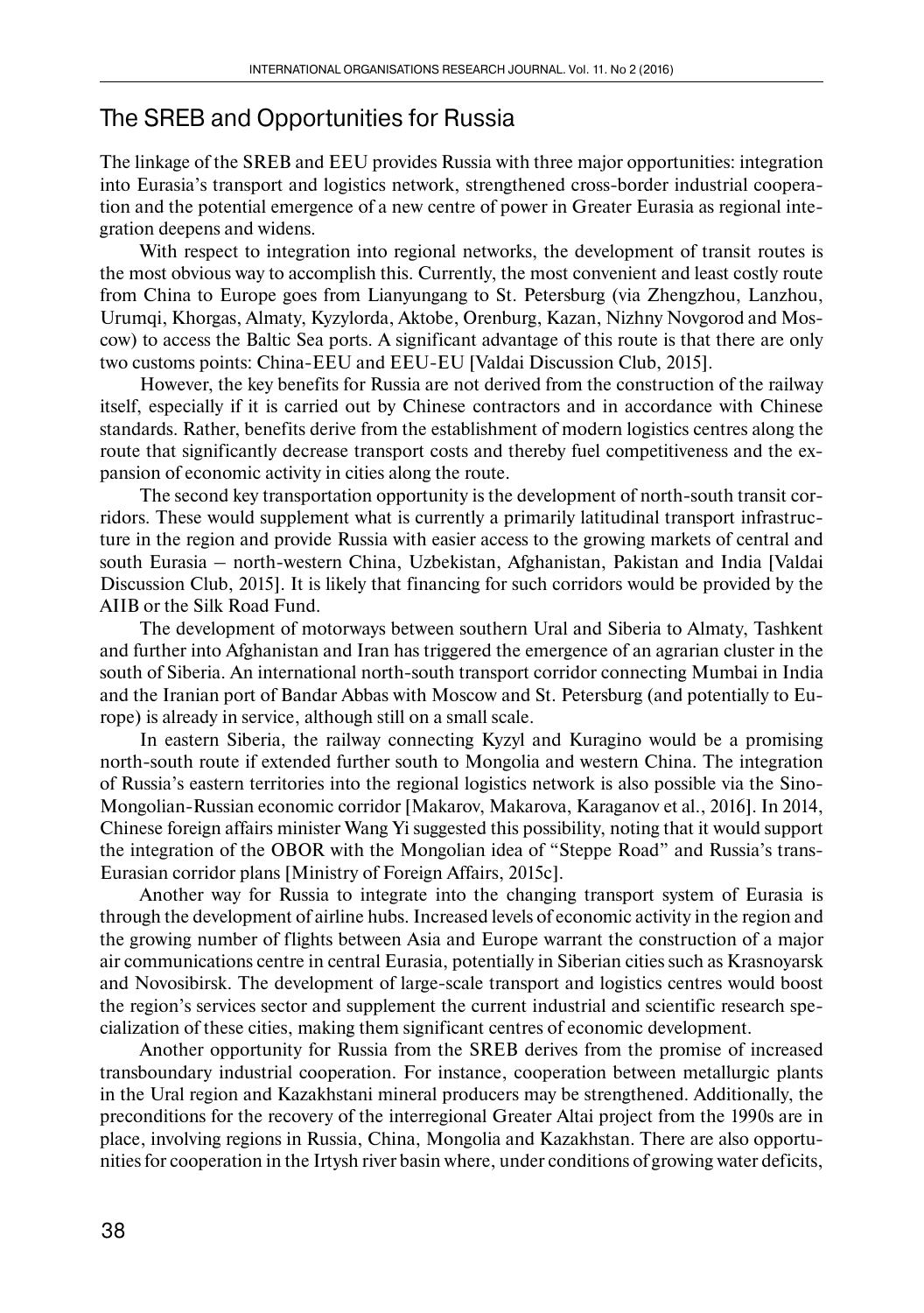## The SREB and Opportunities for Russia

The linkage of the SREB and EEU provides Russia with three major opportunities: integration into Eurasia's transport and logistics network, strengthened cross-border industrial cooperation and the potential emergence of a new centre of power in Greater Eurasia as regional integration deepens and widens.

With respect to integration into regional networks, the development of transit routes is the most obvious way to accomplish this. Currently, the most convenient and least costly route from China to Europe goes from Lianyungang to St. Petersburg (via Zhengzhou, Lanzhou, Urumqi, Khorgas, Almaty, Kyzylorda, Aktobe, Orenburg, Kazan, Nizhny Novgorod and Moscow) to access the Baltic Sea ports. A significant advantage of this route is that there are only two customs points: China-EEU and EEU-EU [Valdai Discussion Club, 2015].

However, the key benefits for Russia are not derived from the construction of the railway itself, especially if it is carried out by Chinese contractors and in accordance with Chinese standards. Rather, benefits derive from the establishment of modern logistics centres along the route that significantly decrease transport costs and thereby fuel competitiveness and the expansion of economic activity in cities along the route.

The second key transportation opportunity is the development of north-south transit corridors. These would supplement what is currently a primarily latitudinal transport infrastructure in the region and provide Russia with easier access to the growing markets of central and south Eurasia – north-western China, Uzbekistan, Afghanistan, Pakistan and India [Valdai Discussion Club, 2015]. It is likely that financing for such corridors would be provided by the AIIB or the Silk Road Fund.

The development of motorways between southern Ural and Siberia to Almaty, Tashkent and further into Afghanistan and Iran has triggered the emergence of an agrarian cluster in the south of Siberia. An international north-south transport corridor connecting Mumbai in India and the Iranian port of Bandar Abbas with Moscow and St. Petersburg (and potentially to Europe) is already in service, although still on a small scale.

In eastern Siberia, the railway connecting Kyzyl and Kuragino would be a promising north-south route if extended further south to Mongolia and western China. The integration of Russia's eastern territories into the regional logistics network is also possible via the Sino-Mongolian-Russian economic corridor [Makarov, Makarova, Karaganov et al., 2016]. In 2014, Chinese foreign affairs minister Wang Yi suggested this possibility, noting that it would support the integration of the OBOR with the Mongolian idea of "Steppe Road" and Russia's trans-Eurasian corridor plans [Ministry of Foreign Affairs, 2015c].

Another way for Russia to integrate into the changing transport system of Eurasia is through the development of airline hubs. Increased levels of economic activity in the region and the growing number of flights between Asia and Europe warrant the construction of a major air communications centre in central Eurasia, potentially in Siberian cities such as Krasnoyarsk and Novosibirsk. The development of large-scale transport and logistics centres would boost the region's services sector and supplement the current industrial and scientific research specialization of these cities, making them significant centres of economic development.

Another opportunity for Russia from the SREB derives from the promise of increased transboundary industrial cooperation. For instance, cooperation between metallurgic plants in the Ural region and Kazakhstani mineral producers may be strengthened. Additionally, the preconditions for the recovery of the interregional Greater Altai project from the 1990s are in place, involving regions in Russia, China, Mongolia and Kazakhstan. There are also opportunities for cooperation in the Irtysh river basin where, under conditions of growing water deficits,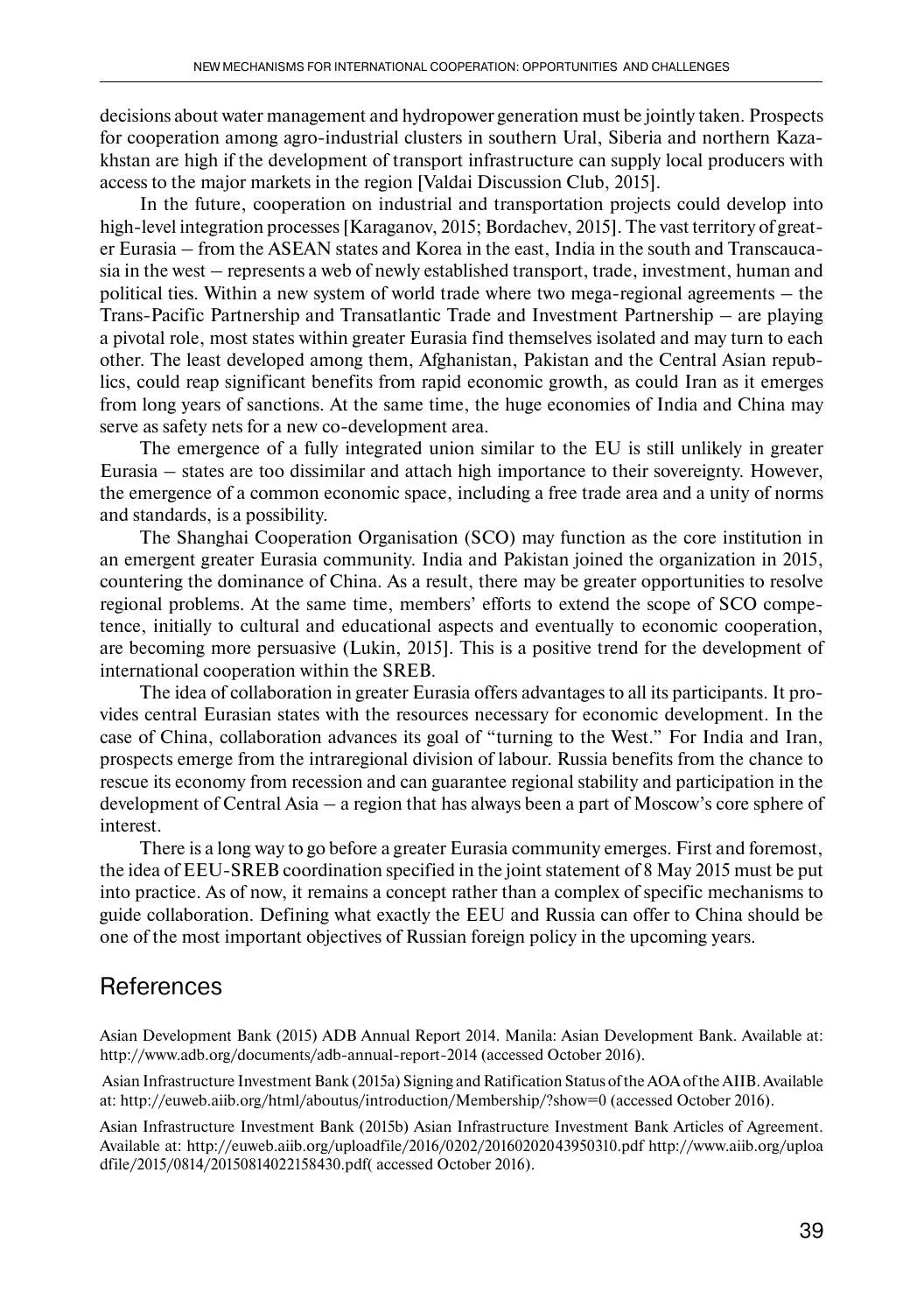decisions about water management and hydropower generation must be jointly taken. Prospects for cooperation among agro-industrial clusters in southern Ural, Siberia and northern Kazakhstan are high if the development of transport infrastructure can supply local producers with access to the major markets in the region [Valdai Discussion Club, 2015].

In the future, cooperation on industrial and transportation projects could develop into high-level integration processes [Karaganov, 2015; Bordachev, 2015]. The vast territory of greater Eurasia – from the ASEAN states and Korea in the east, India in the south and Transcaucasia in the west – represents a web of newly established transport, trade, investment, human and political ties. Within a new system of world trade where two mega-regional agreements – the Trans-Pacific Partnership and Transatlantic Trade and Investment Partnership – are playing a pivotal role, most states within greater Eurasia find themselves isolated and may turn to each other. The least developed among them, Afghanistan, Pakistan and the Central Asian republics, could reap significant benefits from rapid economic growth, as could Iran as it emerges from long years of sanctions. At the same time, the huge economies of India and China may serve as safety nets for a new co-development area.

The emergence of a fully integrated union similar to the EU is still unlikely in greater Eurasia – states are too dissimilar and attach high importance to their sovereignty. However, the emergence of a common economic space, including a free trade area and a unity of norms and standards, is a possibility.

The Shanghai Cooperation Organisation (SCO) may function as the core institution in an emergent greater Eurasia community. India and Pakistan joined the organization in 2015, countering the dominance of China. As a result, there may be greater opportunities to resolve regional problems. At the same time, members' efforts to extend the scope of SCO competence, initially to cultural and educational aspects and eventually to economic cooperation, are becoming more persuasive (Lukin, 2015]. This is a positive trend for the development of international cooperation within the SREB.

The idea of collaboration in greater Eurasia offers advantages to all its participants. It provides central Eurasian states with the resources necessary for economic development. In the case of China, collaboration advances its goal of "turning to the West." For India and Iran, prospects emerge from the intraregional division of labour. Russia benefits from the chance to rescue its economy from recession and can guarantee regional stability and participation in the development of Central Asia – a region that has always been a part of Moscow's core sphere of interest.

There is a long way to go before a greater Eurasia community emerges. First and foremost, the idea of EEU-SREB coordination specified in the joint statement of 8 May 2015 must be put into practice. As of now, it remains a concept rather than a complex of specific mechanisms to guide collaboration. Defining what exactly the EEU and Russia can offer to China should be one of the most important objectives of Russian foreign policy in the upcoming years.

## References

Asian Development Bank (2015) ADB Annual Report 2014. Manila: Asian Development Bank. Available at: http://www.adb.org/documents/adb-annual-report-2014 (accessed October 2016).

Asian Infrastructure Investment Bank (2015a) Signing and Ratification Status of the AOA of the AIIB. Available at: http://euweb.aiib.org/html/aboutus/introduction/Membership/?show=0 (accessed October 2016).

Asian Infrastructure Investment Bank (2015b) Asian Infrastructure Investment Bank Articles of Agreement. Available at: http://euweb.aiib.org/uploadfile/2016/0202/20160202043950310.pdf http://www.aiib.org/uploadfile/2015/0814/20150814022158430.pdf( accessed October 2016).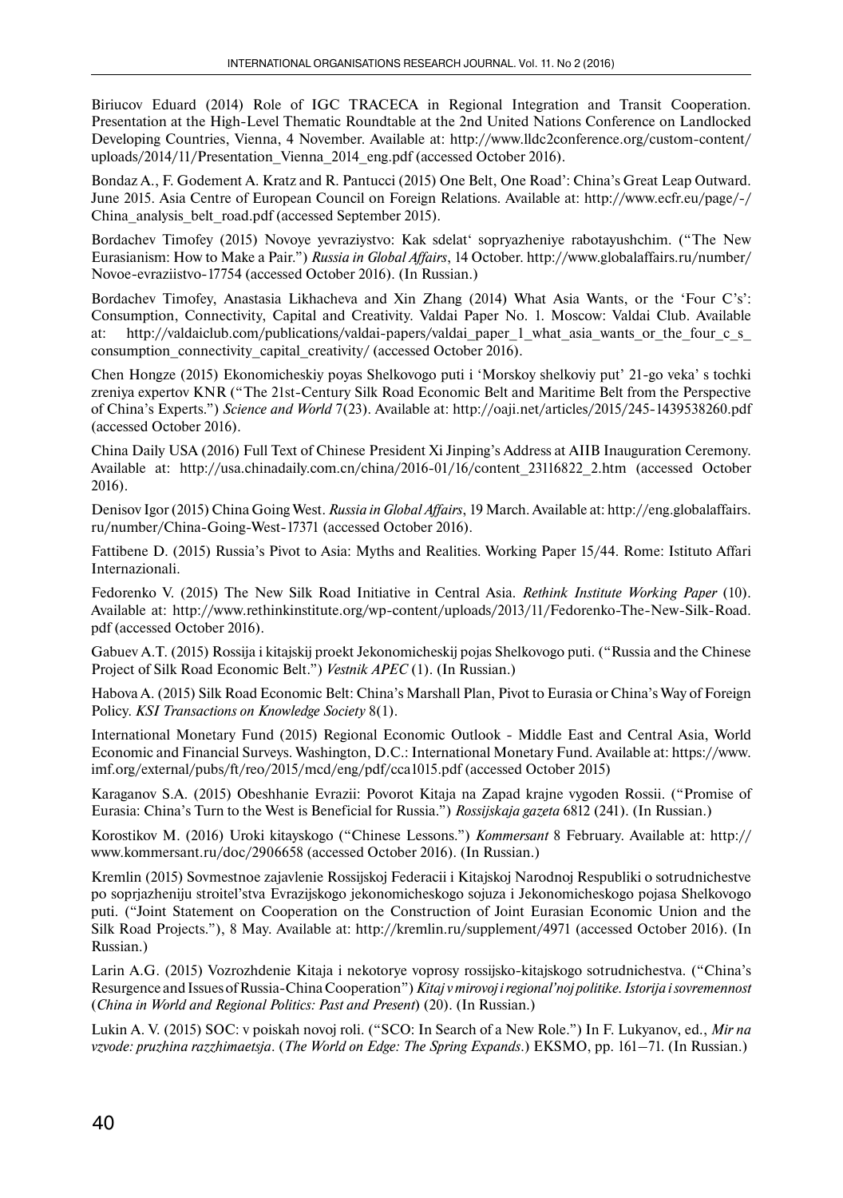Biriucov Eduard (2014) Role of IGC TRACECA in Regional Integration and Transit Cooperation. Presentation at the High-Level Thematic Roundtable at the 2nd United Nations Conference on Landlocked Developing Countries, Vienna, 4 November. Available at: http://www.lldc2conference.org/custom-content/uploads/2014/11/Presentation_Vienna_2014_eng.pdf (accessed October 2016).

Bondaz A., F. Godement A. Kratz and R. Pantucci (2015) One Belt, One Road': China's Great Leap Outward. June 2015. Asia Centre of European Council on Foreign Relations. Available at: http://www.ecfr.eu/page/-/China_analysis_belt_road.pdf (accessed September 2015).

Bordachev Timofey (2015) Novoye yevraziystvo: Kak sdelat' sopryazheniye rabotayushchim. ("The New Eurasianism: How to Make a Pair.") *Russia in Global Affairs*, 14 October. http://www.globalaffairs.ru/number/Novoe-evraziistvo-17754 (accessed October 2016). (In Russian.)

Bordachev Timofey, Anastasia Likhacheva and Xin Zhang (2014) What Asia Wants, or the 'Four C's': Consumption, Connectivity, Capital and Creativity. Valdai Paper No. 1. Moscow: Valdai Club. Available at: http://valdaiclub.com/publications/valdai-papers/valdai_paper_1_what_asia_wants_or_the_four_c_s_consumption_connectivity_capital_creativity/ (accessed October 2016).

Chen Hongze (2015) Ekonomicheskiy poyas Shelkovogo puti i 'Morskoy shelkoviy put' 21-go veka' s tochki zreniya expertov KNR ("The 21st-Century Silk Road Economic Belt and Maritime Belt from the Perspective of China's Experts.") *Science and World* 7(23). Available at: http://oaji.net/articles/2015/245-1439538260.pdf (accessed October 2016).

China Daily USA (2016) Full Text of Chinese President Xi Jinping's Address at AIIB Inauguration Ceremony. Available at: http://usa.chinadaily.com.cn/china/2016-01/16/content_23116822_2.htm (accessed October 2016).

Denisov Igor (2015) China Going West. *Russia in Global Affairs*, 19 March. Available at: http://eng.globalaffairs.ru/number/China-Going-West-17371 (accessed October 2016).

Fattibene D. (2015) Russia's Pivot to Asia: Myths and Realities. Working Paper 15/44. Rome: Istituto Affari Internazionali.

Fedorenko V. (2015) The New Silk Road Initiative in Central Asia. *Rethink Institute Working Paper* (10). Available at: http://www.rethinkinstitute.org/wp-content/uploads/2013/11/Fedorenko-The-New-Silk-Road.pdf (accessed October 2016).

Gabuev A.T. (2015) Rossija i kitajskij proekt Jekonomicheskij pojas Shelkovogo puti. ("Russia and the Chinese Project of Silk Road Economic Belt.") *Vestnik APEC* (1). (In Russian.)

Habova A. (2015) Silk Road Economic Belt: China's Marshall Plan, Pivot to Eurasia or China's Way of Foreign Policy. *KSI Transactions on Knowledge Society* 8(1).

International Monetary Fund (2015) Regional Economic Outlook - Middle East and Central Asia, World Economic and Financial Surveys. Washington, D.C.: International Monetary Fund. Available at: https://www.imf.org/external/pubs/ft/reo/2015/mcd/eng/pdf/cca1015.pdf (accessed October 2015)

Karaganov S.A. (2015) Obeshhanie Evrazii: Povorot Kitaja na Zapad krajne vygoden Rossii. ("Promise of Eurasia: China's Turn to the West is Beneficial for Russia.") *Rossijskaja gazeta* 6812 (241). (In Russian.)

Korostikov M. (2016) Uroki kitayskogo ("Chinese Lessons.") *Kommersant* 8 February. Available at: http://www.kommersant.ru/doc/2906658 (accessed October 2016). (In Russian.)

Kremlin (2015) Sovmestnoe zajavlenie Rossijskoj Federacii i Kitajskoj Narodnoj Respubliki o sotrudnichestve po sopriazheniju stroitel'stva Evrazijskogo jekonomicheskogo sojuza i Jekonomicheskogo pojasa Shelkovogo puti. ("Joint Statement on Cooperation on the Construction of Joint Eurasian Economic Union and the Silk Road Projects."), 8 May. Available at: http://kremlin.ru/supplement/4971 (accessed October 2016). (In Russian.)

Larin A.G. (2015) Vozrozhdenie Kitaja i nekotorye voprosy rossijsko-kitajskogo sotrudnichestva. ("China's Resurgence and Issues of Russia-China Cooperation") *Kitaj v mirovoj i regional'noj politike. Istorija i sovremennost* (*China in World and Regional Politics: Past and Present*) (20). (In Russian.)

Lukin A. V. (2015) SOC: v poiskah novoj roli. ("SCO: In Search of a New Role.") In F. Lukyanov, ed., *Mir na vzvode: pruzhina razzhimaetsja*. (*The World on Edge: The Spring Expands*.) EKSMO, pp. 161–71. (In Russian.)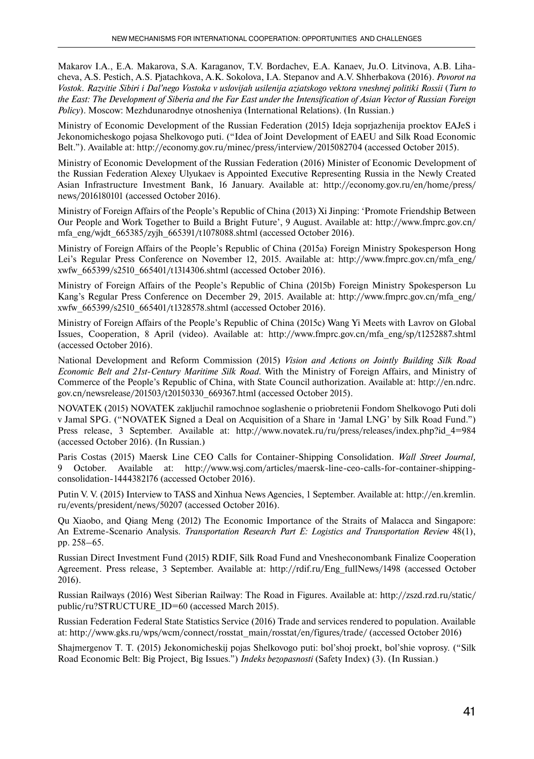Makarov I.A., E.A. Makarova, S.A. Karaganov, T.V. Bordachev, E.A. Kanaev, Ju.O. Litvinova, A.B. Lihacheva, A.S. Pestich, A.S. Pjatachkova, A.K. Sokolova, I.A. Stepanov and A.V. Shherbakova (2016). *Povorot na Vostok. Razvitie Sibiri i Dal'nego Vostoka v uslovijah usilenija aziatskogo vektora vneshnej politiki Rossii* (*Turn to the East: The Development of Siberia and the Far East under the Intensification of Asian Vector of Russian Foreign Policy*). Moscow: Mezhdunarodnye otnosheniya (International Relations). (In Russian.)

Ministry of Economic Development of the Russian Federation (2015) Ideja soprjazhenija proektov EAJeS i Jekonomicheskogo pojasa Shelkovogo puti. ("Idea of Joint Development of EAEU and Silk Road Economic Belt."). Available at: http://economy.gov.ru/minec/press/interview/2015082704 (accessed October 2015).

Ministry of Economic Development of the Russian Federation (2016) Minister of Economic Development of the Russian Federation Alexey Ulyukaev is Appointed Executive Representing Russia in the Newly Created Asian Infrastructure Investment Bank, 16 January. Available at: http://economy.gov.ru/en/home/press/news/2016180101 (accessed October 2016).

Ministry of Foreign Affairs of the People's Republic of China (2013) Xi Jinping: 'Promote Friendship Between Our People and Work Together to Build a Bright Future', 9 August. Available at: http://www.fmprc.gov.cn/mfa_eng/wjdt_665385/zyjh_665391/t1078088.shtml (accessed October 2016).

Ministry of Foreign Affairs of the People's Republic of China (2015a) Foreign Ministry Spokesperson Hong Lei's Regular Press Conference on November 12, 2015. Available at: http://www.fmprc.gov.cn/mfa_eng/xwfw_665399/s2510_665401/t1314306.shtml (accessed October 2016).

Ministry of Foreign Affairs of the People's Republic of China (2015b) Foreign Ministry Spokesperson Lu Kang's Regular Press Conference on December 29, 2015. Available at: http://www.fmprc.gov.cn/mfa_eng/xwfw_665399/s2510_665401/t1328578.shtml (accessed October 2016).

Ministry of Foreign Affairs of the People's Republic of China (2015c) Wang Yi Meets with Lavrov on Global Issues, Cooperation, 8 April (video). Available at: http://www.fmprc.gov.cn/mfa_eng/sp/t1252887.shtml (accessed October 2016).

National Development and Reform Commission (2015) *Vision and Actions on Jointly Building Silk Road Economic Belt and 21st-Century Maritime Silk Road*. With the Ministry of Foreign Affairs, and Ministry of Commerce of the People's Republic of China, with State Council authorization. Available at: http://en.ndrc.gov.cn/newsrelease/201503/t20150330_669367.html (accessed October 2015).

NOVATEK (2015) NOVATEK zakljuchil ramochnoe soglashenie o priobretenii Fondom Shelkovogo Puti doli v Jamal SPG. ("NOVATEK Signed a Deal on Acquisition of a Share in 'Jamal LNG' by Silk Road Fund.") Press release, 3 September. Available at: http://www.novatek.ru/ru/press/releases/index.php?id_4=984 (accessed October 2016). (In Russian.)

Paris Costas (2015) Maersk Line CEO Calls for Container-Shipping Consolidation. *Wall Street Journal*, 9 October. Available at: http://www.wsj.com/articles/maersk-line-ceo-calls-for-container-shipping-consolidation-1444382176 (accessed October 2016).

Putin V. V. (2015) Interview to TASS and Xinhua News Agencies, 1 September. Available at: http://en.kremlin.ru/events/president/news/50207 (accessed October 2016).

Qu Xiaobo, and Qiang Meng (2012) The Economic Importance of the Straits of Malacca and Singapore: An Extreme-Scenario Analysis. *Transportation Research Part E: Logistics and Transportation Review* 48(1), pp. 258–65.

Russian Direct Investment Fund (2015) RDIF, Silk Road Fund and Vnesheconombank Finalize Cooperation Agreement. Press release, 3 September. Available at: http://rdif.ru/Eng_fullNews/1498 (accessed October 2016).

Russian Railways (2016) West Siberian Railway: The Road in Figures. Available at: http://zszd.rzd.ru/static/public/ru?STRUCTURE_ID=60 (accessed March 2015).

Russian Federation Federal State Statistics Service (2016) Trade and services rendered to population. Available at: http://www.gks.ru/wps/wcm/connect/rosstat_main/rosstat/en/figures/trade/ (accessed October 2016)

Shajmergenov T. T. (2015) Jekonomicheskij pojas Shelkovogo puti: bol'shoj proekt, bol'shie voprosy. ("Silk Road Economic Belt: Big Project, Big Issues.") *Indeks bezopasnosti* (Safety Index) (3). (In Russian.)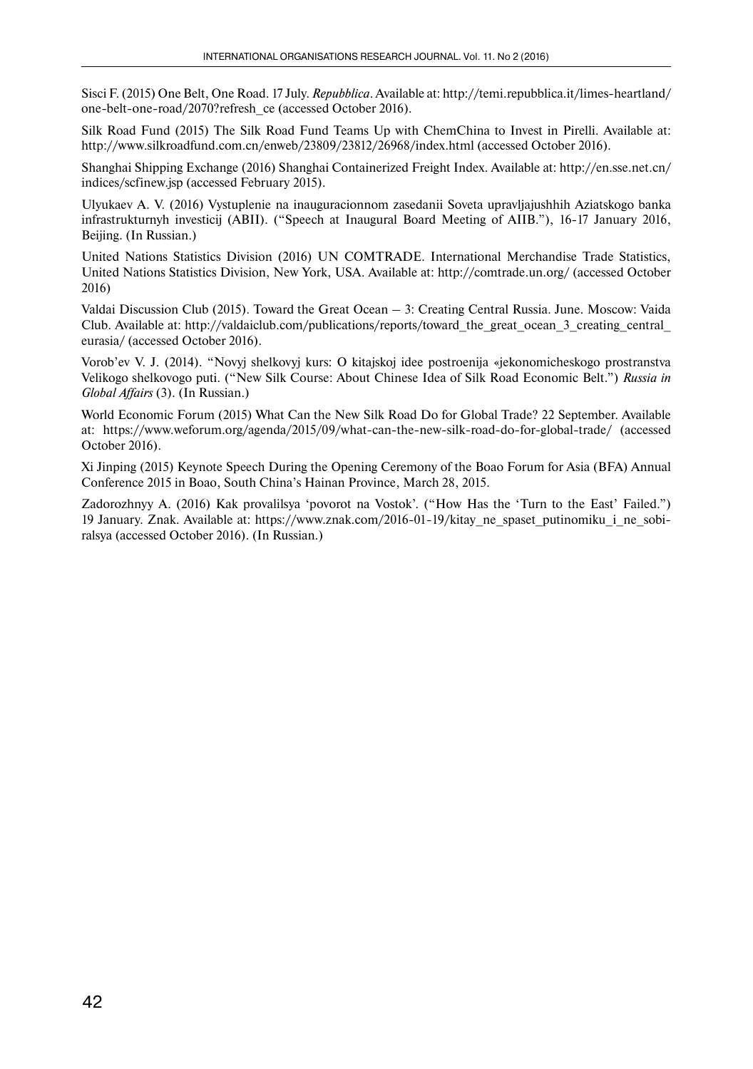Sisci F. (2015) One Belt, One Road. 17 July. *Repubblica*. Available at: http://temi.repubblica.it/limes-heartland/one-belt-one-road/2070?refresh_ce (accessed October 2016).

Silk Road Fund (2015) The Silk Road Fund Teams Up with ChemChina to Invest in Pirelli. Available at: http://www.silkroadfund.com.cn/enweb/23809/23812/26968/index.html (accessed October 2016).

Shanghai Shipping Exchange (2016) Shanghai Containerized Freight Index. Available at: http://en.sse.net.cn/indices/scfinew.jsp (accessed February 2015).

Ulyukaev A. V. (2016) Vystuplenie na inauguracionnom zasedanii Soveta upravljajushhih Aziatskogo banka infrastrukturnyh investicij (ABII). ("Speech at Inaugural Board Meeting of AIIB."), 16-17 January 2016, Beijing. (In Russian.)

United Nations Statistics Division (2016) UN COMTRADE. International Merchandise Trade Statistics, United Nations Statistics Division, New York, USA. Available at: http://comtrade.un.org/ (accessed October 2016)

Valdai Discussion Club (2015). Toward the Great Ocean – 3: Creating Central Russia. June. Moscow: Vaida Club. Available at: http://valdaiclub.com/publications/reports/toward_the_great_ocean_3_creating_central_eurasia/ (accessed October 2016).

Vorob'ev V. J. (2014). "Novyj shelkovyj kurs: O kitajskoj idee postroenija «jekonomicheskogo prostranstva Velikogo shelkovogo puti. ("New Silk Course: About Chinese Idea of Silk Road Economic Belt.") *Russia in Global Affairs* (3). (In Russian.)

World Economic Forum (2015) What Can the New Silk Road Do for Global Trade? 22 September. Available at: https://www.weforum.org/agenda/2015/09/what-can-the-new-silk-road-do-for-global-trade/ (accessed October 2016).

Xi Jinping (2015) Keynote Speech During the Opening Ceremony of the Boao Forum for Asia (BFA) Annual Conference 2015 in Boao, South China's Hainan Province, March 28, 2015.

Zadorozhnyy A. (2016) Kak provalilsya 'povorot na Vostok'. ("How Has the 'Turn to the East' Failed.") 19 January. Znak. Available at: https://www.znak.com/2016-01-19/kitay_ne_spaset_putinomiku_i_ne_sobiralsya (accessed October 2016). (In Russian.)